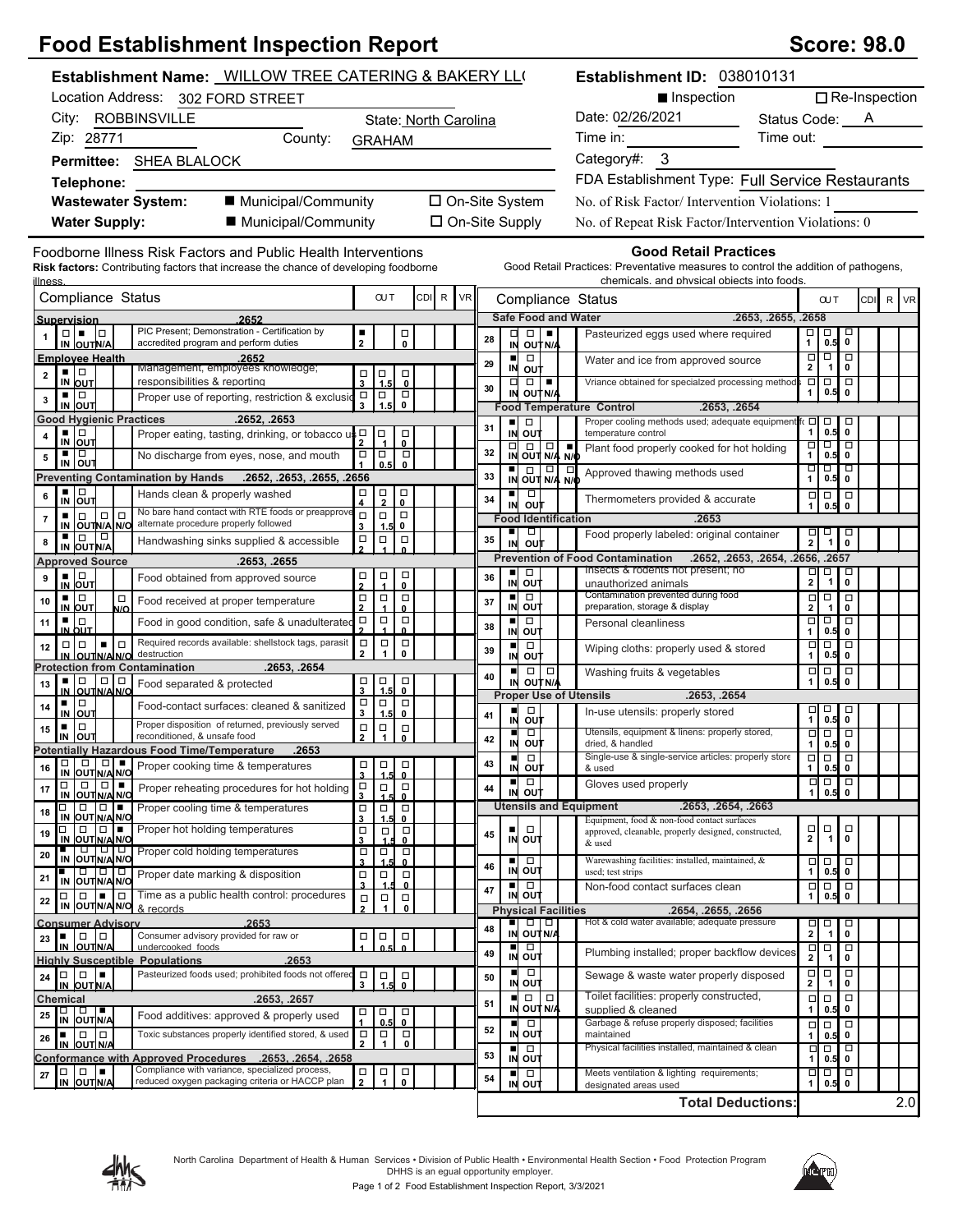# Food Establishment Inspection Report

**Score: 98.0**

**Establishment Name:** WILLOW TREE CATERING & BAKERY LL(
**Establishment ID:** 038010131

Location Address: 302 FORD STREET
■ Inspection ☐ Re-Inspection

City: ROBBINSVILLE State: North Carolina
Date: 02/26/2021 Status Code: A

Zip: 28771 County: GRAHAM
Time in: Time out:

**Permittee:** SHEA BLALOCK
Category#: 3

**Telephone:**
FDA Establishment Type: Full Service Restaurants

**Wastewater System:** ■ Municipal/Community ☐ On-Site System
No. of Risk Factor/ Intervention Violations: 1

**Water Supply:** ■ Municipal/Community ☐ On-Site Supply
No. of Repeat Risk Factor/Intervention Violations: 0

## Foodborne Illness Risk Factors and Public Health Interventions

**Risk factors:** Contributing factors that increase the chance of developing foodborne illness.

| # | IN/OUT/N/A/N/O | Compliance Status | OUT | CDI | R | VR |
|---|---|---|---|---|---|---|
| **Supervision** | | **.2652** | | | | |
| 1 | OUT | PIC Present; Demonstration - Certification by accredited program and perform duties | ■ 2 | | | |
| **Employee Health** | | **.2652** | | | | |
| 2 | IN | Management, employees knowledge; responsibilities & reporting | 3 1.5 0 | | | |
| 3 | IN | Proper use of reporting, restriction & exclusion | 3 1.5 0 | | | |
| **Good Hygienic Practices** | | **.2652, .2653** | | | | |
| 4 | IN | Proper eating, tasting, drinking, or tobacco use | 2 1 0 | | | |
| 5 | IN | No discharge from eyes, nose, and mouth | 1 0.5 0 | | | |
| **Preventing Contamination by Hands** | | **.2652, .2653, .2655, .2656** | | | | |
| 6 | IN | Hands clean & properly washed | 4 2 0 | | | |
| 7 | IN | No bare hand contact with RTE foods or preapproved alternate procedure properly followed | 3 1.5 0 | | | |
| 8 | IN | Handwashing sinks supplied & accessible | 2 1 0 | | | |
| **Approved Source** | | **.2653, .2655** | | | | |
| 9 | IN | Food obtained from approved source | 2 1 0 | | | |
| 10 | IN | Food received at proper temperature | 2 1 0 | | | |
| 11 | IN | Food in good condition, safe & unadulterated | 2 1 0 | | | |
| 12 | N/A | Required records available: shellstock tags, parasite destruction | 2 1 0 | | | |
| **Protection from Contamination** | | **.2653, .2654** | | | | |
| 13 | IN | Food separated & protected | 3 1.5 0 | | | |
| 14 | IN | Food-contact surfaces: cleaned & sanitized | 3 1.5 0 | | | |
| 15 | IN | Proper disposition of returned, previously served reconditioned, & unsafe food | 2 1 0 | | | |
| **Potentially Hazardous Food Time/Temperature** | | **.2653** | | | | |
| 16 | N/O | Proper cooking time & temperatures | 3 1.5 0 | | | |
| 17 | N/O | Proper reheating procedures for hot holding | 3 1.5 0 | | | |
| 18 | N/O | Proper cooling time & temperatures | 3 1.5 0 | | | |
| 19 | N/O | Proper hot holding temperatures | 3 1.5 0 | | | |
| 20 | IN | Proper cold holding temperatures | 3 1.5 0 | | | |
| 21 | IN | Proper date marking & disposition | 3 1.5 0 | | | |
| 22 | N/A | Time as a public health control: procedures & records | 2 1 0 | | | |
| **Consumer Advisory** | | **.2653** | | | | |
| 23 | IN | Consumer advisory provided for raw or undercooked foods | 1 0.5 0 | | | |
| **Highly Susceptible Populations** | | **.2653** | | | | |
| 24 | N/A | Pasteurized foods used; prohibited foods not offered | 3 1.5 0 | | | |
| **Chemical** | | **.2653, .2657** | | | | |
| 25 | N/A | Food additives: approved & properly used | 1 0.5 0 | | | |
| 26 | IN | Toxic substances properly identified stored, & used | 2 1 0 | | | |
| **Conformance with Approved Procedures** | | **.2653, .2654, .2658** | | | | |
| 27 | N/A | Compliance with variance, specialized process, reduced oxygen packaging criteria or HACCP plan | 2 1 0 | | | |

## Good Retail Practices

Good Retail Practices: Preventative measures to control the addition of pathogens, chemicals, and physical objects into foods.

| # | IN/OUT/N/A/N/O | Compliance Status | OUT | CDI | R | VR |
|---|---|---|---|---|---|---|
| **Safe Food and Water** | | **.2653, .2655, .2658** | | | | |
| 28 | N/A | Pasteurized eggs used where required | 1 0.5 0 | | | |
| 29 | IN | Water and ice from approved source | 2 1 0 | | | |
| 30 | N/A | Vriance obtained for specialzed processing methods | 1 0.5 0 | | | |
| **Food Temperature Control** | | **.2653, .2654** | | | | |
| 31 | IN | Proper cooling methods used; adequate equipment for temperature control | 1 0.5 0 | | | |
| 32 | N/O | Plant food properly cooked for hot holding | 1 0.5 0 | | | |
| 33 | IN | Approved thawing methods used | 1 0.5 0 | | | |
| 34 | IN | Thermometers provided & accurate | 1 0.5 0 | | | |
| **Food Identification** | | **.2653** | | | | |
| 35 | IN | Food properly labeled: original container | 2 1 0 | | | |
| **Prevention of Food Contamination** | | **.2652, .2653, .2654, .2656, .2657** | | | | |
| 36 | IN | Insects & rodents not present; no unauthorized animals | 2 1 0 | | | |
| 37 | IN | Contamination prevented during food preparation, storage & display | 2 1 0 | | | |
| 38 | IN | Personal cleanliness | 1 0.5 0 | | | |
| 39 | IN | Wiping cloths: properly used & stored | 1 0.5 0 | | | |
| 40 | IN | Washing fruits & vegetables | 1 0.5 0 | | | |
| **Proper Use of Utensils** | | **.2653, .2654** | | | | |
| 41 | IN | In-use utensils: properly stored | 1 0.5 0 | | | |
| 42 | IN | Utensils, equipment & linens: properly stored, dried, & handled | 1 0.5 0 | | | |
| 43 | IN | Single-use & single-service articles: properly stored & used | 1 0.5 0 | | | |
| 44 | IN | Gloves used properly | 1 0.5 0 | | | |
| **Utensils and Equipment** | | **.2653, .2654, .2663** | | | | |
| 45 | IN | Equipment, food & non-food contact surfaces approved, cleanable, properly designed, constructed, & used | 2 1 0 | | | |
| 46 | IN | Warewashing facilities: installed, maintained, & used; test strips | 1 0.5 0 | | | |
| 47 | IN | Non-food contact surfaces clean | 1 0.5 0 | | | |
| **Physical Facilities** | | **.2654, .2655, .2656** | | | | |
| 48 | IN | Hot & cold water available; adequate pressure | 2 1 0 | | | |
| 49 | IN | Plumbing installed; proper backflow devices | 2 1 0 | | | |
| 50 | IN | Sewage & waste water properly disposed | 2 1 0 | | | |
| 51 | IN | Toilet facilities: properly constructed, supplied & cleaned | 1 0.5 0 | | | |
| 52 | IN | Garbage & refuse properly disposed; facilities maintained | 1 0.5 0 | | | |
| 53 | IN | Physical facilities installed, maintained & clean | 1 0.5 0 | | | |
| 54 | IN | Meets ventilation & lighting requirements; designated areas used | 1 0.5 0 | | | |
| | | **Total Deductions:** | | | | 2.0 |

North Carolina Department of Health & Human Services • Division of Public Health • Environmental Health Section • Food Protection Program
DHHS is an egual opportunity employer.
Food Establishment Inspection Report, 3/3/2021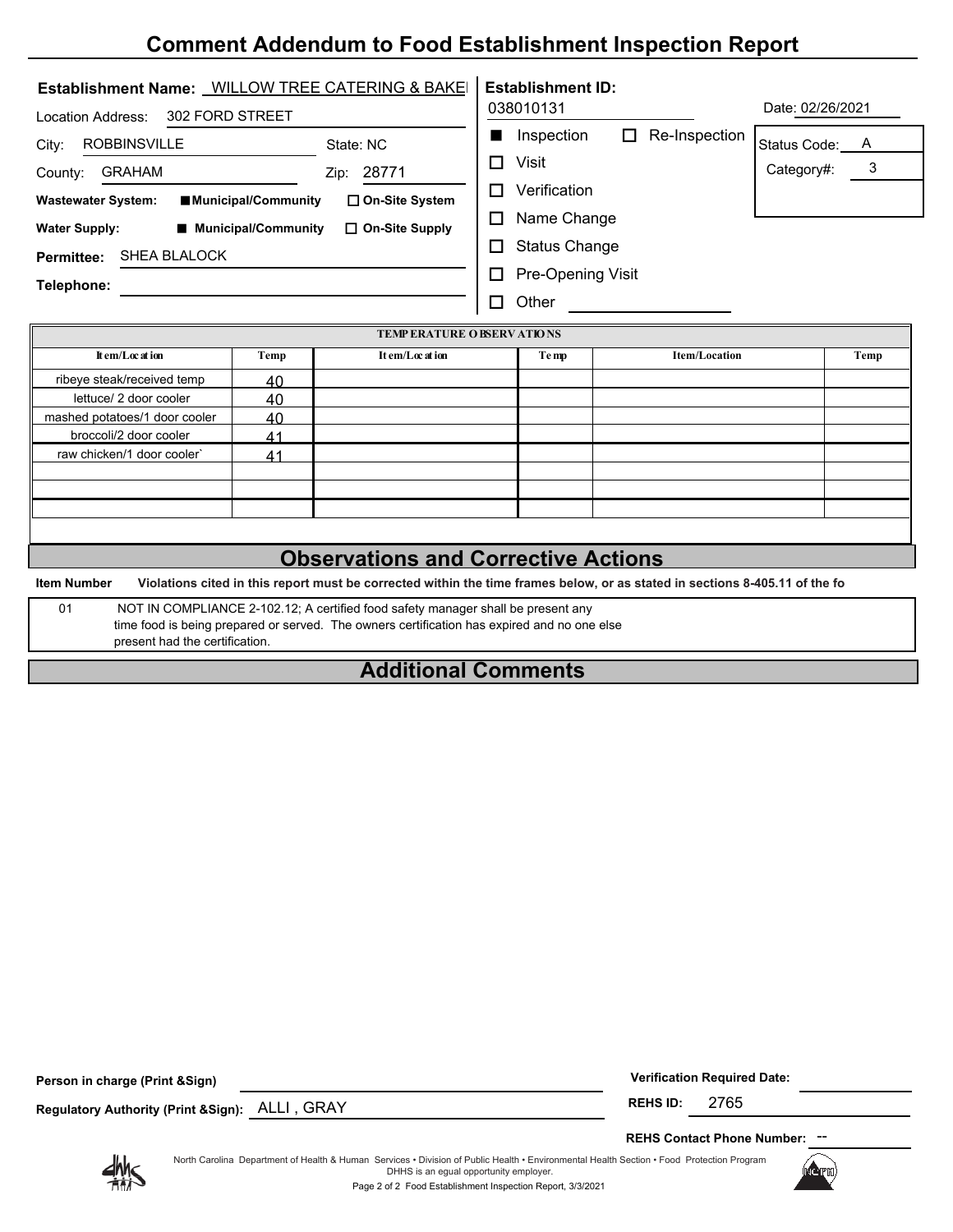# Comment Addendum to Food Establishment Inspection Report

**Establishment Name:** WILLOW TREE CATERING & BAKE

Location Address: 302 FORD STREET

City: ROBBINSVILLE State: NC

County: GRAHAM Zip: 28771

**Wastewater System:** ■ Municipal/Community ☐ On-Site System

**Water Supply:** ■ Municipal/Community ☐ On-Site Supply

**Permittee:** SHEA BLALOCK

**Telephone:**

**Establishment ID:** 038010131

Date: 02/26/2021

■ Inspection ☐ Re-Inspection

☐ Visit

☐ Verification

☐ Name Change

☐ Status Change

☐ Pre-Opening Visit

☐ Other

Status Code: A

Category#: 3

**TEMPERATURE OBSERVATIONS**

| Item/Location | Temp | Item/Location | Temp | Item/Location | Temp |
|---|---|---|---|---|---|
| ribeye steak/received temp | 40 | | | | |
| lettuce/ 2 door cooler | 40 | | | | |
| mashed potatoes/1 door cooler | 40 | | | | |
| broccoli/2 door cooler | 41 | | | | |
| raw chicken/1 door cooler` | 41 | | | | |

## Observations and Corrective Actions

**Item Number** **Violations cited in this report must be corrected within the time frames below, or as stated in sections 8-405.11 of the fo**

01 NOT IN COMPLIANCE 2-102.12; A certified food safety manager shall be present any time food is being prepared or served. The owners certification has expired and no one else present had the certification.

## Additional Comments

**Person in charge (Print &Sign)**

**Regulatory Authority (Print &Sign):** ALLI , GRAY

**Verification Required Date:**

**REHS ID:** 2765

**REHS Contact Phone Number:** --

North Carolina Department of Health & Human Services • Division of Public Health • Environmental Health Section • Food Protection Program
DHHS is an egual opportunity employer.

Food Establishment Inspection Report, 3/3/2021